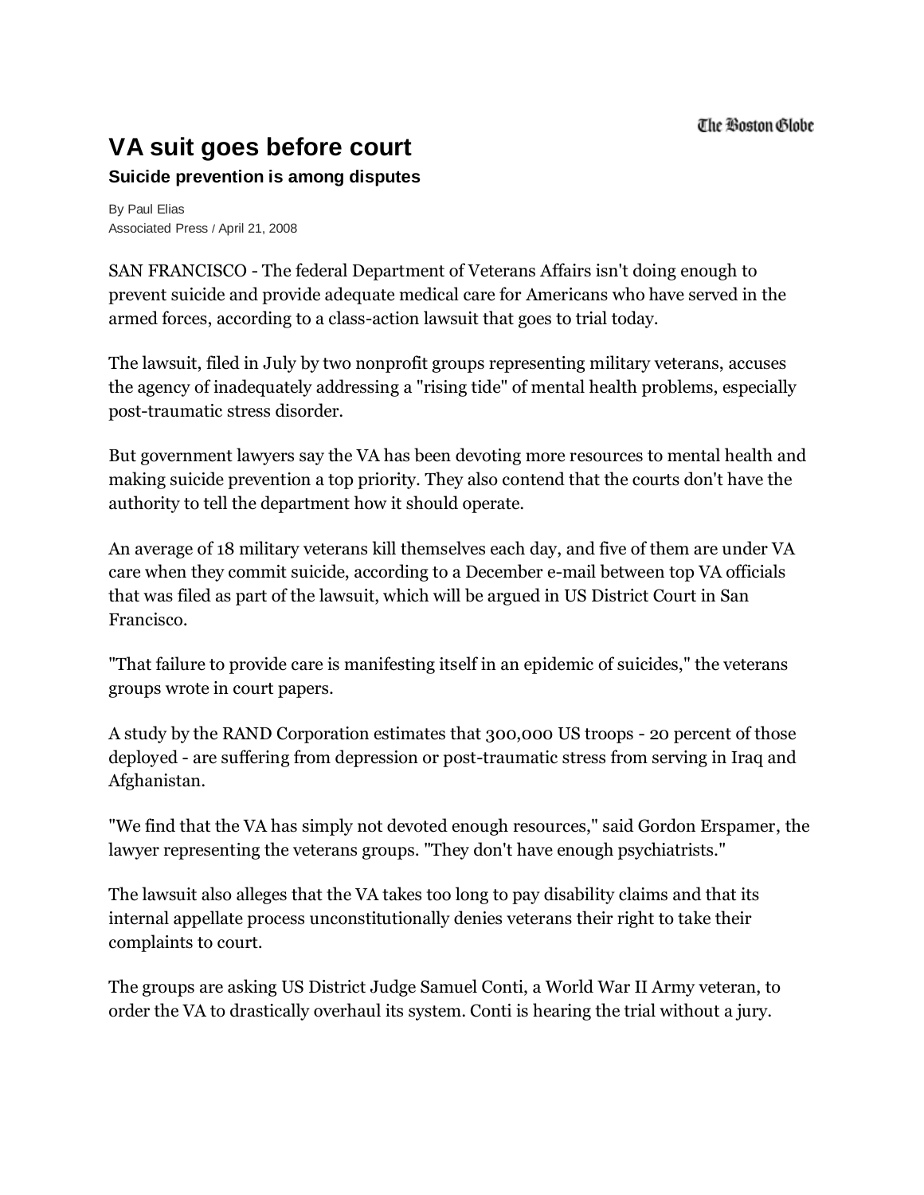The Boston Globe

# VA suit goes before court

**Suicide prevention is among disputes**

By Paul Elias
Associated Press / April 21, 2008

SAN FRANCISCO - The federal Department of Veterans Affairs isn't doing enough to prevent suicide and provide adequate medical care for Americans who have served in the armed forces, according to a class-action lawsuit that goes to trial today.

The lawsuit, filed in July by two nonprofit groups representing military veterans, accuses the agency of inadequately addressing a "rising tide" of mental health problems, especially post-traumatic stress disorder.

But government lawyers say the VA has been devoting more resources to mental health and making suicide prevention a top priority. They also contend that the courts don't have the authority to tell the department how it should operate.

An average of 18 military veterans kill themselves each day, and five of them are under VA care when they commit suicide, according to a December e-mail between top VA officials that was filed as part of the lawsuit, which will be argued in US District Court in San Francisco.

"That failure to provide care is manifesting itself in an epidemic of suicides," the veterans groups wrote in court papers.

A study by the RAND Corporation estimates that 300,000 US troops - 20 percent of those deployed - are suffering from depression or post-traumatic stress from serving in Iraq and Afghanistan.

"We find that the VA has simply not devoted enough resources," said Gordon Erspamer, the lawyer representing the veterans groups. "They don't have enough psychiatrists."

The lawsuit also alleges that the VA takes too long to pay disability claims and that its internal appellate process unconstitutionally denies veterans their right to take their complaints to court.

The groups are asking US District Judge Samuel Conti, a World War II Army veteran, to order the VA to drastically overhaul its system. Conti is hearing the trial without a jury.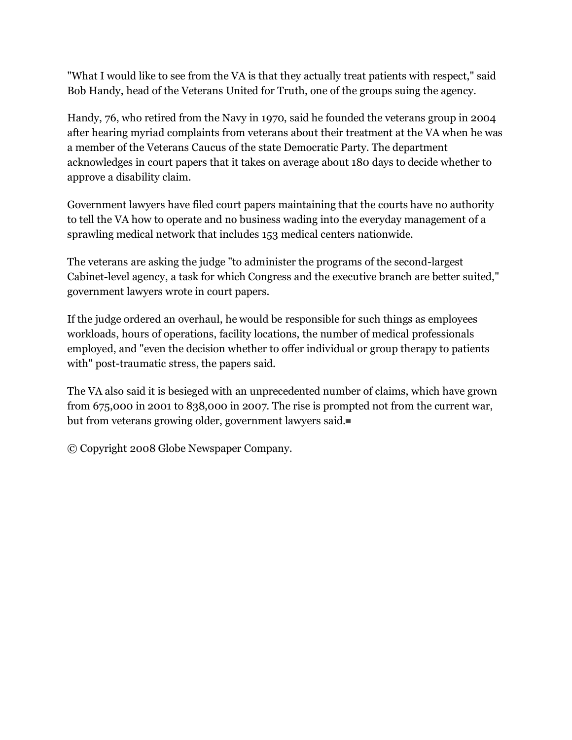"What I would like to see from the VA is that they actually treat patients with respect," said Bob Handy, head of the Veterans United for Truth, one of the groups suing the agency.

Handy, 76, who retired from the Navy in 1970, said he founded the veterans group in 2004 after hearing myriad complaints from veterans about their treatment at the VA when he was a member of the Veterans Caucus of the state Democratic Party. The department acknowledges in court papers that it takes on average about 180 days to decide whether to approve a disability claim.

Government lawyers have filed court papers maintaining that the courts have no authority to tell the VA how to operate and no business wading into the everyday management of a sprawling medical network that includes 153 medical centers nationwide.

The veterans are asking the judge "to administer the programs of the second-largest Cabinet-level agency, a task for which Congress and the executive branch are better suited," government lawyers wrote in court papers.

If the judge ordered an overhaul, he would be responsible for such things as employees workloads, hours of operations, facility locations, the number of medical professionals employed, and "even the decision whether to offer individual or group therapy to patients with" post-traumatic stress, the papers said.

The VA also said it is besieged with an unprecedented number of claims, which have grown from 675,000 in 2001 to 838,000 in 2007. The rise is prompted not from the current war, but from veterans growing older, government lawyers said.■

© Copyright 2008 Globe Newspaper Company.